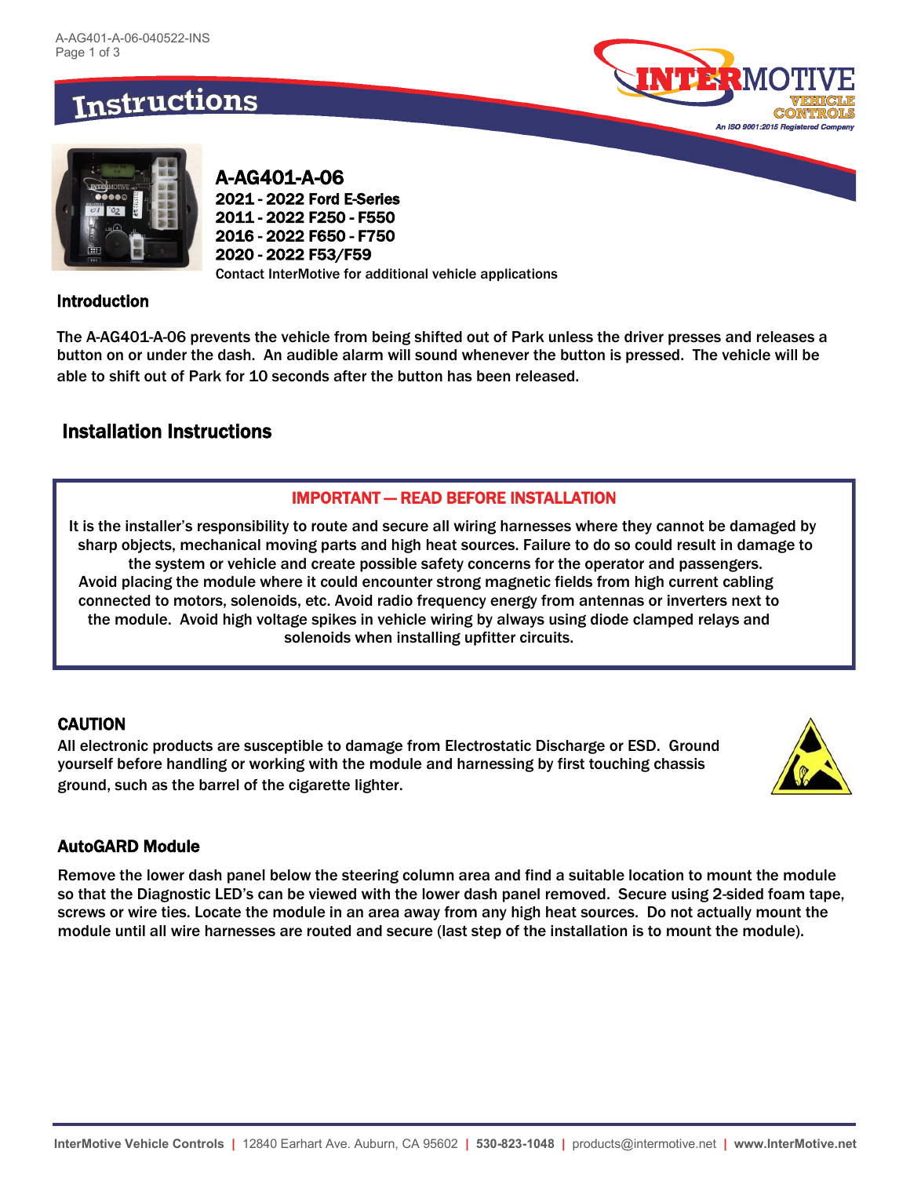# Instructions

## A-AG401-A-06

**2021 - 2022 Ford E-Series**
**2011 - 2022 F250 - F550**
**2016 - 2022 F650 - F750**
**2020 - 2022 F53/F59**
Contact InterMotive for additional vehicle applications

### Introduction

The A-AG401-A-06 prevents the vehicle from being shifted out of Park unless the driver presses and releases a button on or under the dash. An audible alarm will sound whenever the button is pressed. The vehicle will be able to shift out of Park for 10 seconds after the button has been released.

## Installation Instructions

**IMPORTANT — READ BEFORE INSTALLATION**

It is the installer's responsibility to route and secure all wiring harnesses where they cannot be damaged by sharp objects, mechanical moving parts and high heat sources. Failure to do so could result in damage to the system or vehicle and create possible safety concerns for the operator and passengers. Avoid placing the module where it could encounter strong magnetic fields from high current cabling connected to motors, solenoids, etc. Avoid radio frequency energy from antennas or inverters next to the module. Avoid high voltage spikes in vehicle wiring by always using diode clamped relays and solenoids when installing upfitter circuits.

### CAUTION

All electronic products are susceptible to damage from Electrostatic Discharge or ESD. Ground yourself before handling or working with the module and harnessing by first touching chassis ground, such as the barrel of the cigarette lighter.

### AutoGARD Module

Remove the lower dash panel below the steering column area and find a suitable location to mount the module so that the Diagnostic LED's can be viewed with the lower dash panel removed. Secure using 2-sided foam tape, screws or wire ties. Locate the module in an area away from any high heat sources. Do not actually mount the module until all wire harnesses are routed and secure (last step of the installation is to mount the module).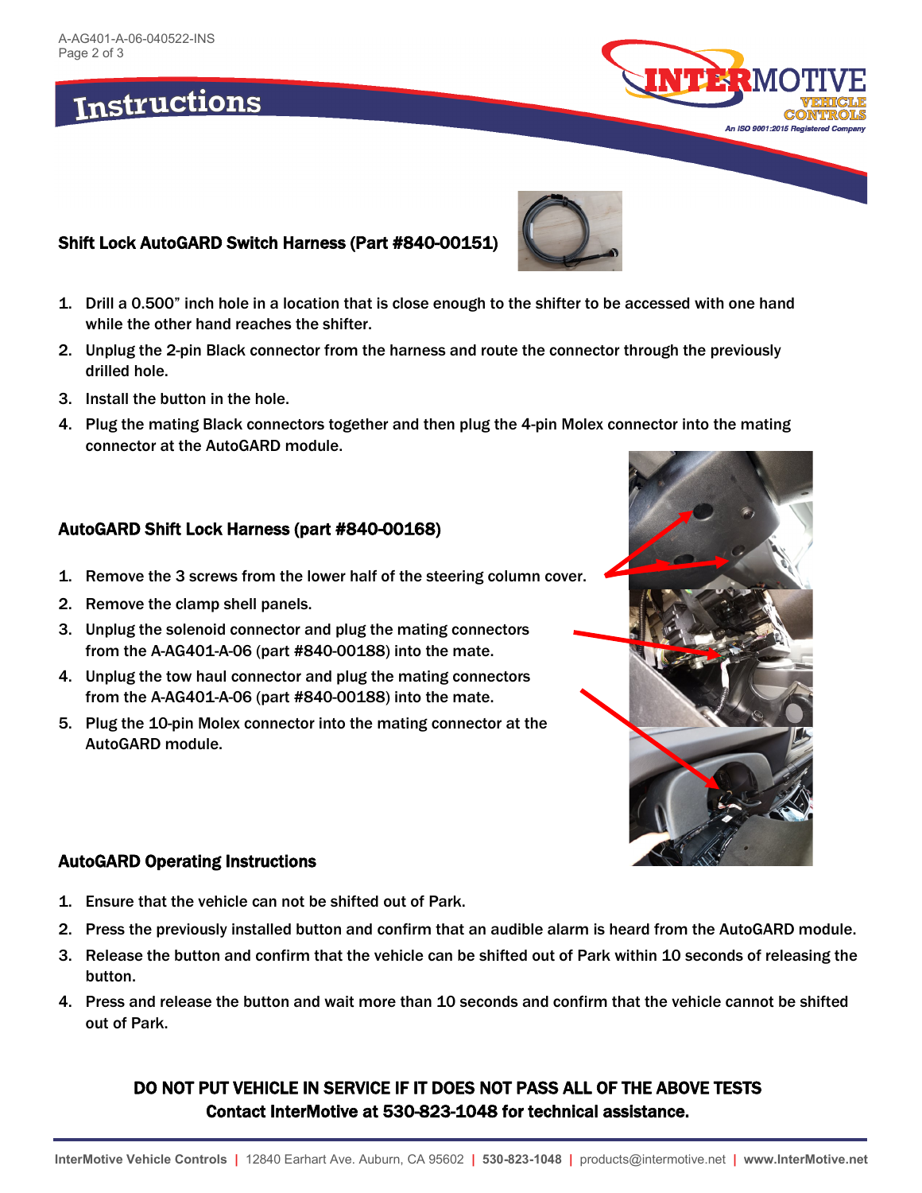# Instructions

### Shift Lock AutoGARD Switch Harness (Part #840-00151)

1. Drill a 0.500" inch hole in a location that is close enough to the shifter to be accessed with one hand while the other hand reaches the shifter.
2. Unplug the 2-pin Black connector from the harness and route the connector through the previously drilled hole.
3. Install the button in the hole.
4. Plug the mating Black connectors together and then plug the 4-pin Molex connector into the mating connector at the AutoGARD module.

### AutoGARD Shift Lock Harness (part #840-00168)

1. Remove the 3 screws from the lower half of the steering column cover.
2. Remove the clamp shell panels.
3. Unplug the solenoid connector and plug the mating connectors from the A-AG401-A-06 (part #840-00188) into the mate.
4. Unplug the tow haul connector and plug the mating connectors from the A-AG401-A-06 (part #840-00188) into the mate.
5. Plug the 10-pin Molex connector into the mating connector at the AutoGARD module.

### AutoGARD Operating Instructions

1. Ensure that the vehicle can not be shifted out of Park.
2. Press the previously installed button and confirm that an audible alarm is heard from the AutoGARD module.
3. Release the button and confirm that the vehicle can be shifted out of Park within 10 seconds of releasing the button.
4. Press and release the button and wait more than 10 seconds and confirm that the vehicle cannot be shifted out of Park.

**DO NOT PUT VEHICLE IN SERVICE IF IT DOES NOT PASS ALL OF THE ABOVE TESTS**
**Contact InterMotive at 530-823-1048 for technical assistance.**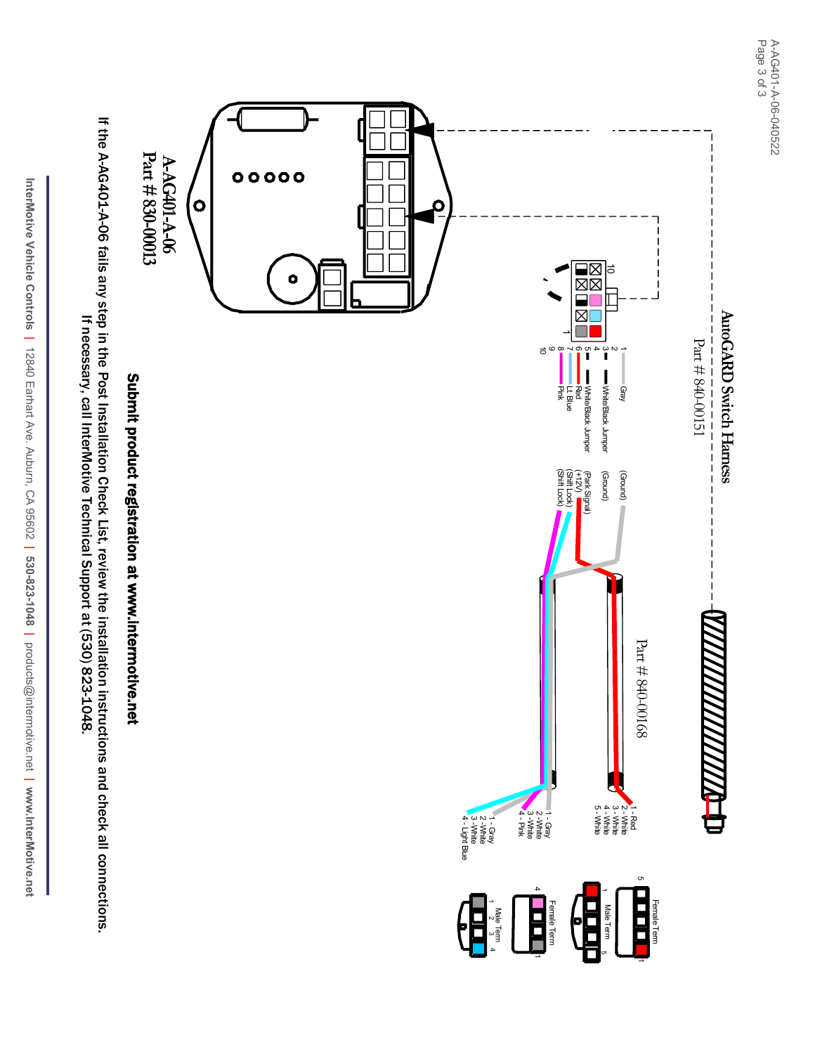AutoGARD Switch Harness

Part # 840-00151

1 Gray (Ground)
2
3 White/Black Jumper (Ground)
4
5 White/Black Jumper
6 Red (Park Signal)
7 Lt. Blue (+12V) (Shift Lock)
8 Pink (Shift Lock)
9
10

Part # 840-00168

1 - Red
2 - White
3 - White
4 - White
5 - White

1 - Gray
2 - White
3 - White
4 - Pink

1 - Gray
2 - White
3 - White
4 - Light Blue

Female Term

Male Term

Female Term

Male Term

A-AG401-A-06

Part # 830-00013

**Submit product registration at www.intermotive.net**

**If the A-AG401-A-06 fails any step in the Post Installation Check List, review the installation instructions and check all connections. If necessary, call InterMotive Technical Support at (530) 823-1048.**

**InterMotive Vehicle Controls** | 12840 Earhart Ave. Auburn, CA 95602 | **530-823-1048** | products@intermotive.net | **www.InterMotive.net**